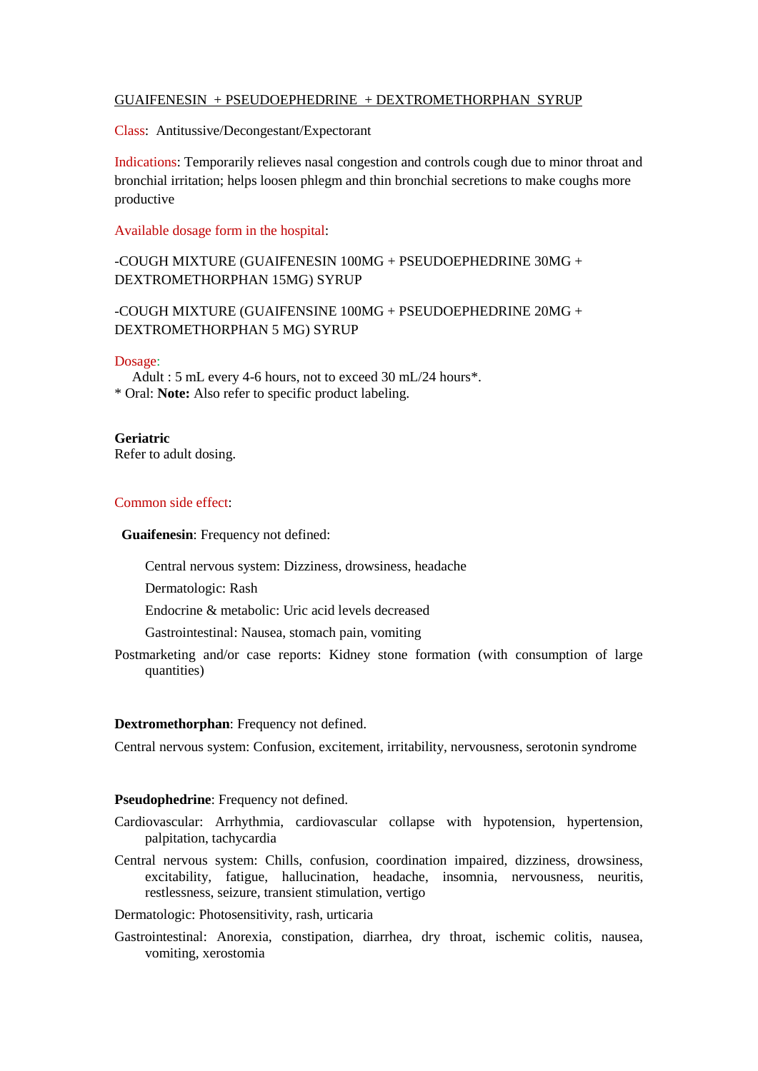GUAIFENESIN + PSEUDOEPHEDRINE + DEXTROMETHORPHAN SYRUP

Class: Antitussive/Decongestant/Expectorant

Indications: Temporarily relieves nasal congestion and controls cough due to minor throat and bronchial irritation; helps loosen phlegm and thin bronchial secretions to make coughs more productive

Available dosage form in the hospital:

-COUGH MIXTURE (GUAIFENESIN 100MG + PSEUDOEPHEDRINE 30MG + DEXTROMETHORPHAN 15MG) SYRUP

-COUGH MIXTURE (GUAIFENSINE 100MG + PSEUDOEPHEDRINE 20MG + DEXTROMETHORPHAN 5 MG) SYRUP

Dosage:

Adult : 5 mL every 4-6 hours, not to exceed 30 mL/24 hours*.

* Oral: **Note:** Also refer to specific product labeling.

**Geriatric**

Refer to adult dosing.

Common side effect:

**Guaifenesin**: Frequency not defined:

Central nervous system: Dizziness, drowsiness, headache

Dermatologic: Rash

Endocrine & metabolic: Uric acid levels decreased

Gastrointestinal: Nausea, stomach pain, vomiting

Postmarketing and/or case reports: Kidney stone formation (with consumption of large quantities)

**Dextromethorphan**: Frequency not defined.

Central nervous system: Confusion, excitement, irritability, nervousness, serotonin syndrome

**Pseudophedrine**: Frequency not defined.

Cardiovascular: Arrhythmia, cardiovascular collapse with hypotension, hypertension, palpitation, tachycardia

Central nervous system: Chills, confusion, coordination impaired, dizziness, drowsiness, excitability, fatigue, hallucination, headache, insomnia, nervousness, neuritis, restlessness, seizure, transient stimulation, vertigo

Dermatologic: Photosensitivity, rash, urticaria

Gastrointestinal: Anorexia, constipation, diarrhea, dry throat, ischemic colitis, nausea, vomiting, xerostomia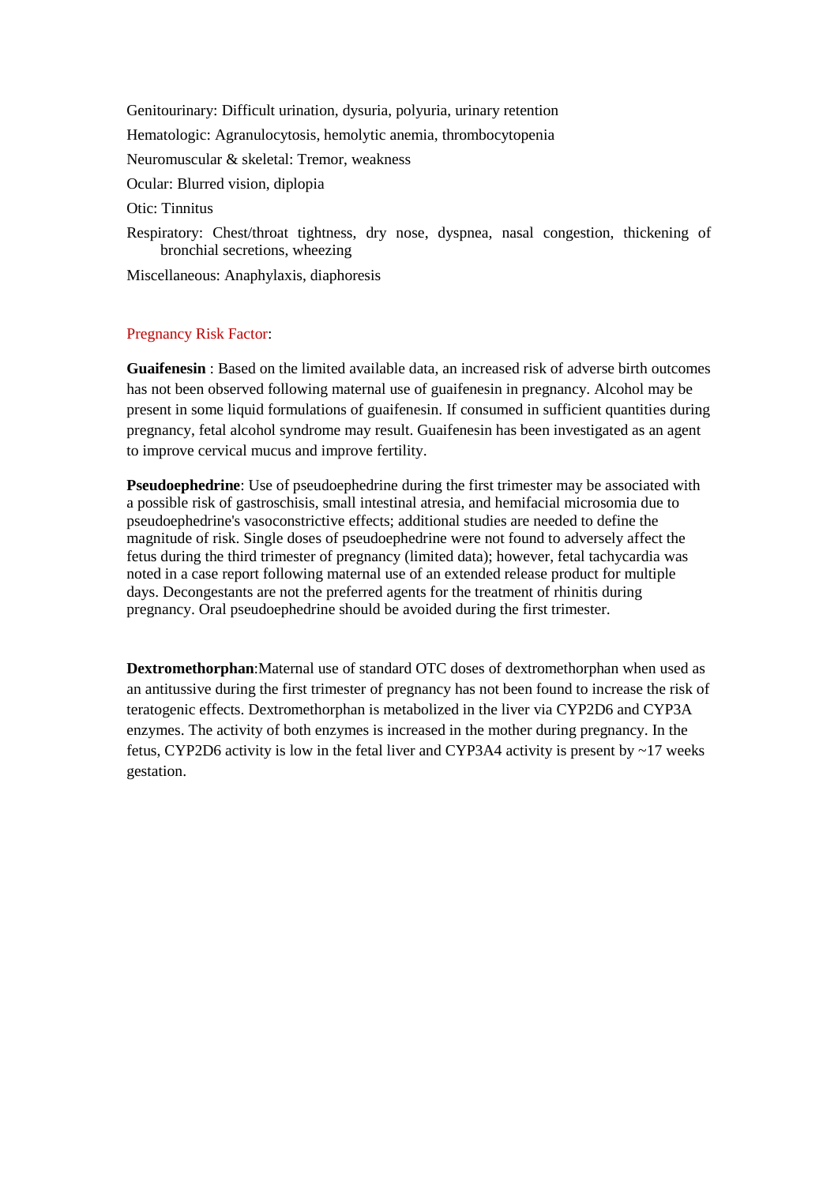Genitourinary: Difficult urination, dysuria, polyuria, urinary retention

Hematologic: Agranulocytosis, hemolytic anemia, thrombocytopenia

Neuromuscular & skeletal: Tremor, weakness

Ocular: Blurred vision, diplopia

Otic: Tinnitus

Respiratory: Chest/throat tightness, dry nose, dyspnea, nasal congestion, thickening of bronchial secretions, wheezing

Miscellaneous: Anaphylaxis, diaphoresis

## Pregnancy Risk Factor:

**Guaifenesin** : Based on the limited available data, an increased risk of adverse birth outcomes has not been observed following maternal use of guaifenesin in pregnancy. Alcohol may be present in some liquid formulations of guaifenesin. If consumed in sufficient quantities during pregnancy, fetal alcohol syndrome may result. Guaifenesin has been investigated as an agent to improve cervical mucus and improve fertility.

**Pseudoephedrine**: Use of pseudoephedrine during the first trimester may be associated with a possible risk of gastroschisis, small intestinal atresia, and hemifacial microsomia due to pseudoephedrine's vasoconstrictive effects; additional studies are needed to define the magnitude of risk. Single doses of pseudoephedrine were not found to adversely affect the fetus during the third trimester of pregnancy (limited data); however, fetal tachycardia was noted in a case report following maternal use of an extended release product for multiple days. Decongestants are not the preferred agents for the treatment of rhinitis during pregnancy. Oral pseudoephedrine should be avoided during the first trimester.

**Dextromethorphan**:Maternal use of standard OTC doses of dextromethorphan when used as an antitussive during the first trimester of pregnancy has not been found to increase the risk of teratogenic effects. Dextromethorphan is metabolized in the liver via CYP2D6 and CYP3A enzymes. The activity of both enzymes is increased in the mother during pregnancy. In the fetus, CYP2D6 activity is low in the fetal liver and CYP3A4 activity is present by ~17 weeks gestation.